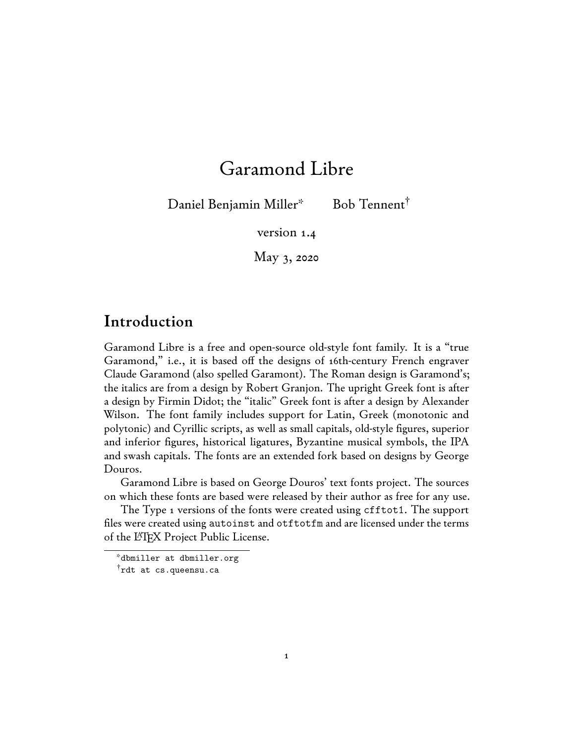# Garamond Libre

Daniel Benjamin Miller[*] Bob Tennent[†]

version 1.4

May 3, 2020

## Introduction

Garamond Libre is a free and open-source old-style font family. It is a "true Garamond," i.e., it is based off the designs of 16th-century French engraver Claude Garamond (also spelled Garamont). The Roman design is Garamond's; the italics are from a design by Robert Granjon. The upright Greek font is after a design by Firmin Didot; the "italic" Greek font is after a design by Alexander Wilson. The font family includes support for Latin, Greek (monotonic and polytonic) and Cyrillic scripts, as well as small capitals, old-style figures, superior and inferior figures, historical ligatures, Byzantine musical symbols, the IPA and swash capitals. The fonts are an extended fork based on designs by George Douros.

Garamond Libre is based on George Douros' text fonts project. The sources on which these fonts are based were released by their author as free for any use.

The Type 1 versions of the fonts were created using `cfftot1`. The support files were created using `autoinst` and `otftotfm` and are licensed under the terms of the LaTeX Project Public License.

---

[*] `dbmiller at dbmiller.org`

[†] `rdt at cs.queensu.ca`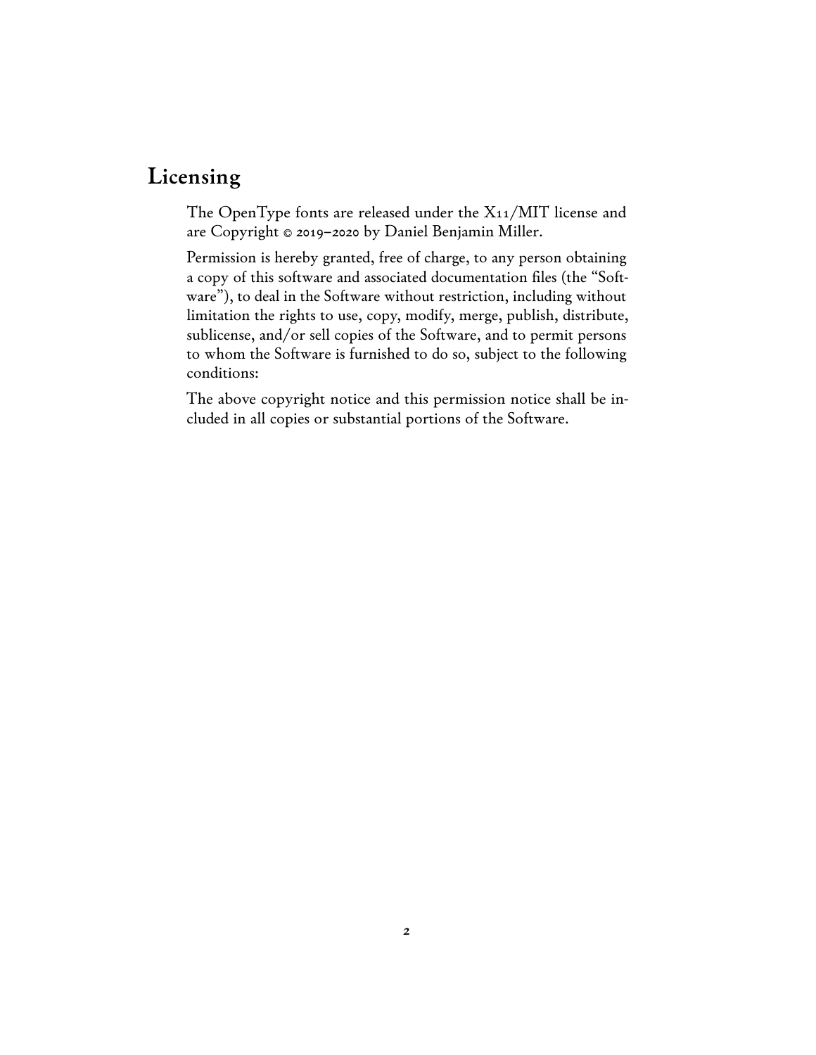## Licensing

The OpenType fonts are released under the X11/MIT license and are Copyright © 2019–2020 by Daniel Benjamin Miller.

Permission is hereby granted, free of charge, to any person obtaining a copy of this software and associated documentation files (the "Software"), to deal in the Software without restriction, including without limitation the rights to use, copy, modify, merge, publish, distribute, sublicense, and/or sell copies of the Software, and to permit persons to whom the Software is furnished to do so, subject to the following conditions:

The above copyright notice and this permission notice shall be included in all copies or substantial portions of the Software.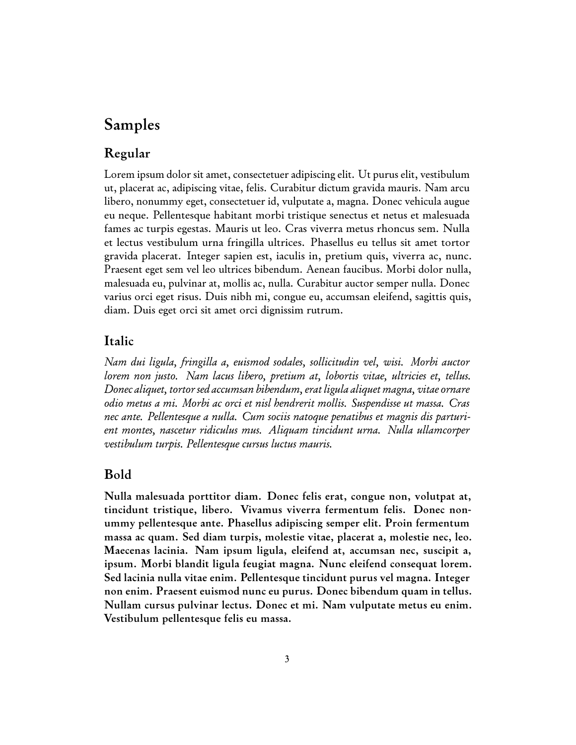# Samples

## Regular

Lorem ipsum dolor sit amet, consectetuer adipiscing elit. Ut purus elit, vestibulum ut, placerat ac, adipiscing vitae, felis. Curabitur dictum gravida mauris. Nam arcu libero, nonummy eget, consectetuer id, vulputate a, magna. Donec vehicula augue eu neque. Pellentesque habitant morbi tristique senectus et netus et malesuada fames ac turpis egestas. Mauris ut leo. Cras viverra metus rhoncus sem. Nulla et lectus vestibulum urna fringilla ultrices. Phasellus eu tellus sit amet tortor gravida placerat. Integer sapien est, iaculis in, pretium quis, viverra ac, nunc. Praesent eget sem vel leo ultrices bibendum. Aenean faucibus. Morbi dolor nulla, malesuada eu, pulvinar at, mollis ac, nulla. Curabitur auctor semper nulla. Donec varius orci eget risus. Duis nibh mi, congue eu, accumsan eleifend, sagittis quis, diam. Duis eget orci sit amet orci dignissim rutrum.

## Italic

*Nam dui ligula, fringilla a, euismod sodales, sollicitudin vel, wisi. Morbi auctor lorem non justo. Nam lacus libero, pretium at, lobortis vitae, ultricies et, tellus. Donec aliquet, tortor sed accumsan bibendum, erat ligula aliquet magna, vitae ornare odio metus a mi. Morbi ac orci et nisl hendrerit mollis. Suspendisse ut massa. Cras nec ante. Pellentesque a nulla. Cum sociis natoque penatibus et magnis dis parturient montes, nascetur ridiculus mus. Aliquam tincidunt urna. Nulla ullamcorper vestibulum turpis. Pellentesque cursus luctus mauris.*

## Bold

**Nulla malesuada porttitor diam. Donec felis erat, congue non, volutpat at, tincidunt tristique, libero. Vivamus viverra fermentum felis. Donec nonummy pellentesque ante. Phasellus adipiscing semper elit. Proin fermentum massa ac quam. Sed diam turpis, molestie vitae, placerat a, molestie nec, leo. Maecenas lacinia. Nam ipsum ligula, eleifend at, accumsan nec, suscipit a, ipsum. Morbi blandit ligula feugiat magna. Nunc eleifend consequat lorem. Sed lacinia nulla vitae enim. Pellentesque tincidunt purus vel magna. Integer non enim. Praesent euismod nunc eu purus. Donec bibendum quam in tellus. Nullam cursus pulvinar lectus. Donec et mi. Nam vulputate metus eu enim. Vestibulum pellentesque felis eu massa.**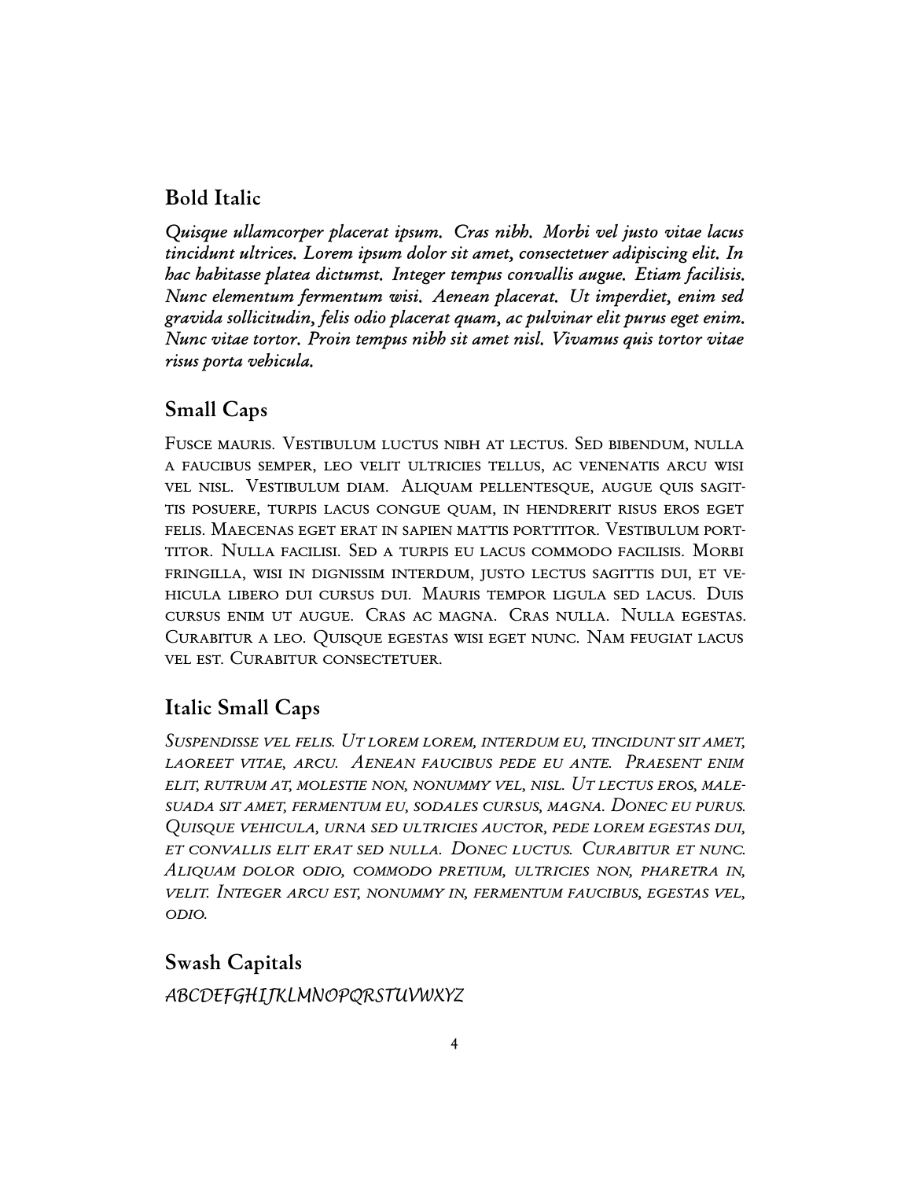## Bold Italic

***Quisque ullamcorper placerat ipsum. Cras nibh. Morbi vel justo vitae lacus tincidunt ultrices. Lorem ipsum dolor sit amet, consectetuer adipiscing elit. In hac habitasse platea dictumst. Integer tempus convallis augue. Etiam facilisis. Nunc elementum fermentum wisi. Aenean placerat. Ut imperdiet, enim sed gravida sollicitudin, felis odio placerat quam, ac pulvinar elit purus eget enim. Nunc vitae tortor. Proin tempus nibh sit amet nisl. Vivamus quis tortor vitae risus porta vehicula.***

## Small Caps

Fusce mauris. Vestibulum luctus nibh at lectus. Sed bibendum, nulla a faucibus semper, leo velit ultricies tellus, ac venenatis arcu wisi vel nisl. Vestibulum diam. Aliquam pellentesque, augue quis sagittis posuere, turpis lacus congue quam, in hendrerit risus eros eget felis. Maecenas eget erat in sapien mattis porttitor. Vestibulum porttitor. Nulla facilisi. Sed a turpis eu lacus commodo facilisis. Morbi fringilla, wisi in dignissim interdum, justo lectus sagittis dui, et vehicula libero dui cursus dui. Mauris tempor ligula sed lacus. Duis cursus enim ut augue. Cras ac magna. Cras nulla. Nulla egestas. Curabitur a leo. Quisque egestas wisi eget nunc. Nam feugiat lacus vel est. Curabitur consectetuer.

## Italic Small Caps

*Suspendisse vel felis. Ut lorem lorem, interdum eu, tincidunt sit amet, laoreet vitae, arcu. Aenean faucibus pede eu ante. Praesent enim elit, rutrum at, molestie non, nonummy vel, nisl. Ut lectus eros, malesuada sit amet, fermentum eu, sodales cursus, magna. Donec eu purus. Quisque vehicula, urna sed ultricies auctor, pede lorem egestas dui, et convallis elit erat sed nulla. Donec luctus. Curabitur et nunc. Aliquam dolor odio, commodo pretium, ultricies non, pharetra in, velit. Integer arcu est, nonummy in, fermentum faucibus, egestas vel, odio.*

## Swash Capitals

*ABCDEFGHIJKLMNOPQRSTUVWXYZ*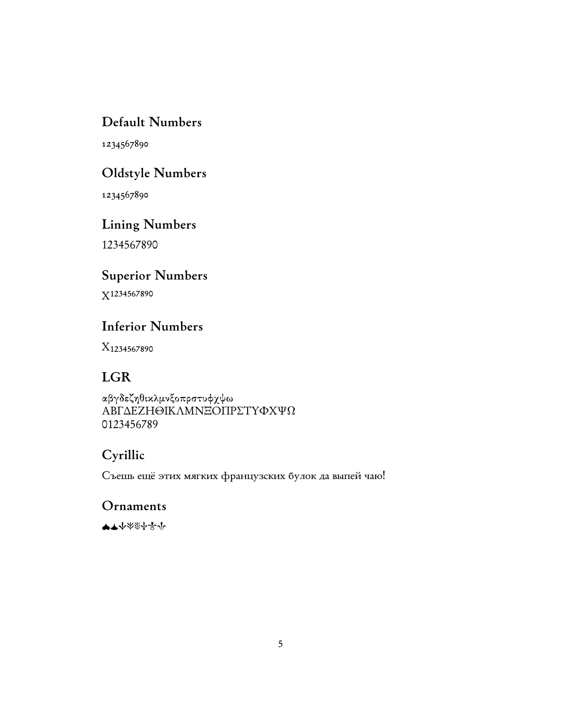## Default Numbers

1234567890

## Oldstyle Numbers

1234567890

## Lining Numbers

1234567890

## Superior Numbers

X$^{1234567890}$

## Inferior Numbers

X$_{1234567890}$

## LGR

αβγδεζηθικλμνξοπρστυφχψω
ΑΒΓΔΕΖΗΘΙΚΛΜΝΞΟΠΡΣΤΥΦΧΨΩ
0123456789

## Cyrillic

Съешь ещё этих мягких французских булок да выпей чаю!

## Ornaments

♠♠☙❦❧☙❦☙